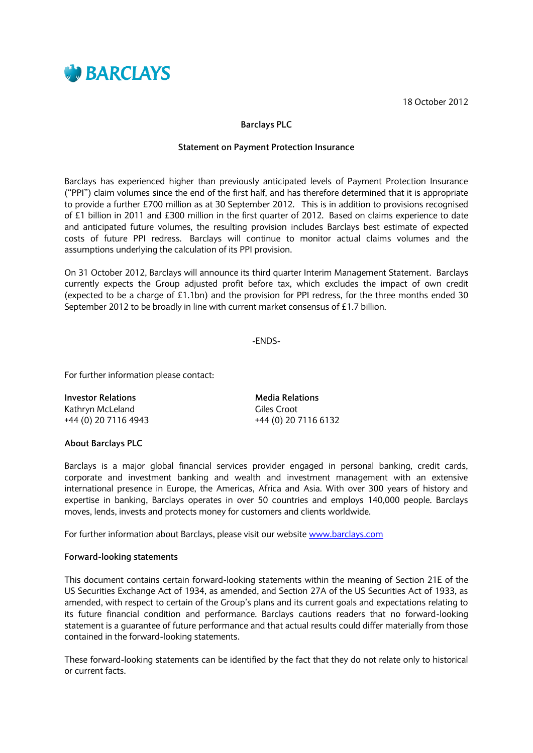**BARCLAYS**

18 October 2012

**Barclays PLC**

**Statement on Payment Protection Insurance**

Barclays has experienced higher than previously anticipated levels of Payment Protection Insurance ("PPI") claim volumes since the end of the first half, and has therefore determined that it is appropriate to provide a further £700 million as at 30 September 2012. This is in addition to provisions recognised of £1 billion in 2011 and £300 million in the first quarter of 2012. Based on claims experience to date and anticipated future volumes, the resulting provision includes Barclays best estimate of expected costs of future PPI redress. Barclays will continue to monitor actual claims volumes and the assumptions underlying the calculation of its PPI provision.

On 31 October 2012, Barclays will announce its third quarter Interim Management Statement. Barclays currently expects the Group adjusted profit before tax, which excludes the impact of own credit (expected to be a charge of £1.1bn) and the provision for PPI redress, for the three months ended 30 September 2012 to be broadly in line with current market consensus of £1.7 billion.

-ENDS-

For further information please contact:

**Investor Relations**
Kathryn McLeland
+44 (0) 20 7116 4943

**Media Relations**
Giles Croot
+44 (0) 20 7116 6132

**About Barclays PLC**

Barclays is a major global financial services provider engaged in personal banking, credit cards, corporate and investment banking and wealth and investment management with an extensive international presence in Europe, the Americas, Africa and Asia. With over 300 years of history and expertise in banking, Barclays operates in over 50 countries and employs 140,000 people. Barclays moves, lends, invests and protects money for customers and clients worldwide.

For further information about Barclays, please visit our website www.barclays.com

**Forward-looking statements**

This document contains certain forward-looking statements within the meaning of Section 21E of the US Securities Exchange Act of 1934, as amended, and Section 27A of the US Securities Act of 1933, as amended, with respect to certain of the Group's plans and its current goals and expectations relating to its future financial condition and performance. Barclays cautions readers that no forward-looking statement is a guarantee of future performance and that actual results could differ materially from those contained in the forward-looking statements.

These forward-looking statements can be identified by the fact that they do not relate only to historical or current facts.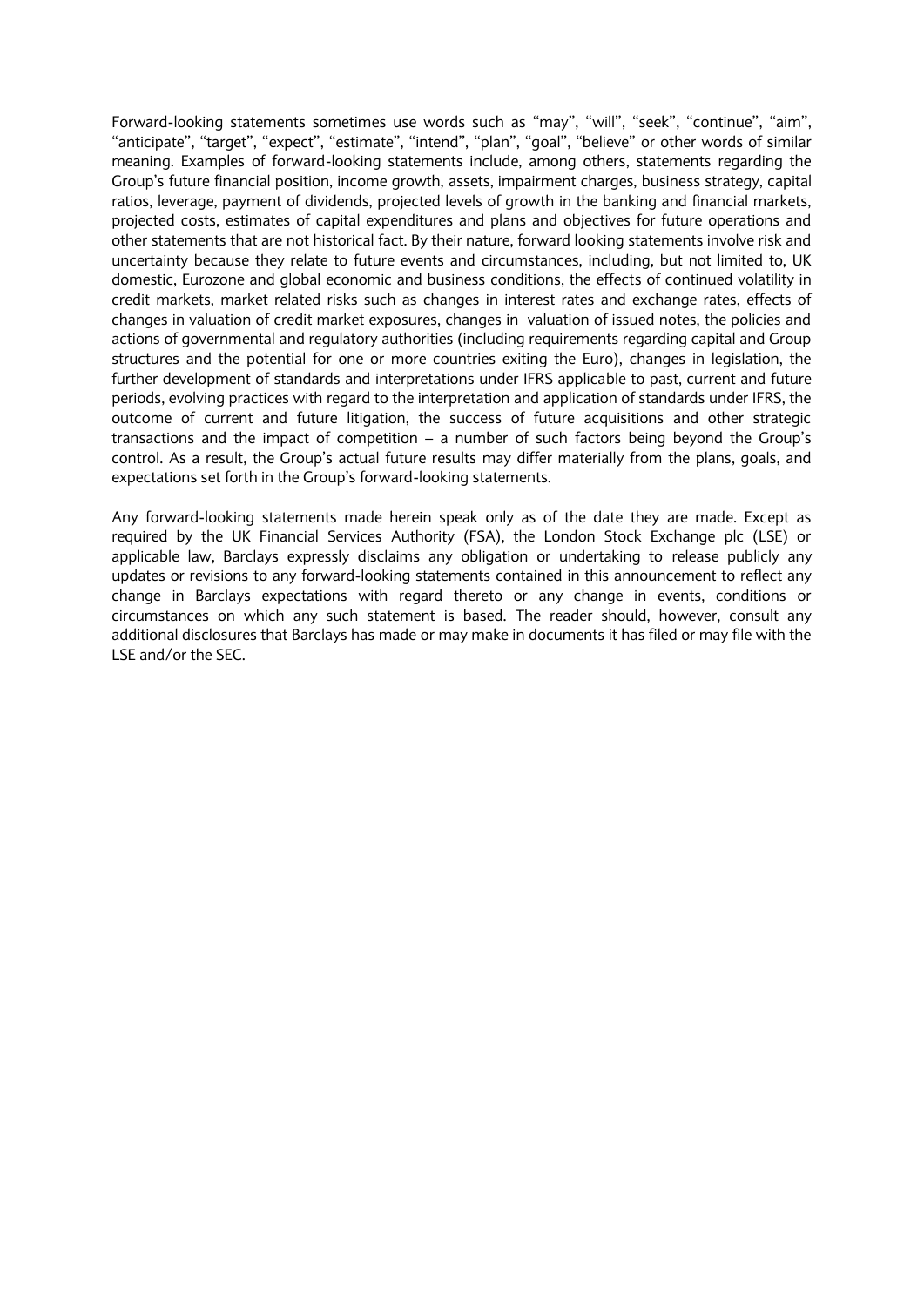Forward-looking statements sometimes use words such as “may”, “will”, “seek”, “continue”, “aim”, “anticipate”, “target”, “expect”, “estimate”, “intend”, “plan”, “goal”, “believe” or other words of similar meaning. Examples of forward-looking statements include, among others, statements regarding the Group’s future financial position, income growth, assets, impairment charges, business strategy, capital ratios, leverage, payment of dividends, projected levels of growth in the banking and financial markets, projected costs, estimates of capital expenditures and plans and objectives for future operations and other statements that are not historical fact. By their nature, forward looking statements involve risk and uncertainty because they relate to future events and circumstances, including, but not limited to, UK domestic, Eurozone and global economic and business conditions, the effects of continued volatility in credit markets, market related risks such as changes in interest rates and exchange rates, effects of changes in valuation of credit market exposures, changes in valuation of issued notes, the policies and actions of governmental and regulatory authorities (including requirements regarding capital and Group structures and the potential for one or more countries exiting the Euro), changes in legislation, the further development of standards and interpretations under IFRS applicable to past, current and future periods, evolving practices with regard to the interpretation and application of standards under IFRS, the outcome of current and future litigation, the success of future acquisitions and other strategic transactions and the impact of competition – a number of such factors being beyond the Group’s control. As a result, the Group’s actual future results may differ materially from the plans, goals, and expectations set forth in the Group’s forward-looking statements.

Any forward-looking statements made herein speak only as of the date they are made. Except as required by the UK Financial Services Authority (FSA), the London Stock Exchange plc (LSE) or applicable law, Barclays expressly disclaims any obligation or undertaking to release publicly any updates or revisions to any forward-looking statements contained in this announcement to reflect any change in Barclays expectations with regard thereto or any change in events, conditions or circumstances on which any such statement is based. The reader should, however, consult any additional disclosures that Barclays has made or may make in documents it has filed or may file with the LSE and/or the SEC.